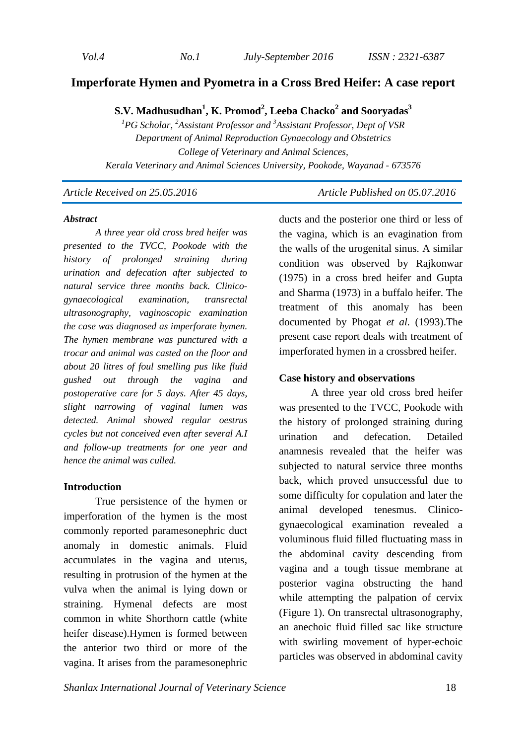# Imperforate Hymen and Pyometra in a Cross Bred Heifer: A case report

**S.V. Madhusudhan[1], K. Promod[2], Leeba Chacko[2] and Sooryadas[3]**

*[1]PG Scholar, [2]Assistant Professor and [3]Assistant Professor, Dept of VSR*
*Department of Animal Reproduction Gynaecology and Obstetrics*
*College of Veterinary and Animal Sciences,*
*Kerala Veterinary and Animal Sciences University, Pookode, Wayanad - 673576*

*Article Received on 25.05.2016* *Article Published on 05.07.2016*

***Abstract***

*A three year old cross bred heifer was presented to the TVCC, Pookode with the history of prolonged straining during urination and defecation after subjected to natural service three months back. Clinico-gynaecological examination, transrectal ultrasonography, vaginoscopic examination the case was diagnosed as imperforate hymen. The hymen membrane was punctured with a trocar and animal was casted on the floor and about 20 litres of foul smelling pus like fluid gushed out through the vagina and postoperative care for 5 days. After 45 days, slight narrowing of vaginal lumen was detected. Animal showed regular oestrus cycles but not conceived even after several A.I and follow-up treatments for one year and hence the animal was culled.*

## Introduction

True persistence of the hymen or imperforation of the hymen is the most commonly reported paramesonephric duct anomaly in domestic animals. Fluid accumulates in the vagina and uterus, resulting in protrusion of the hymen at the vulva when the animal is lying down or straining. Hymenal defects are most common in white Shorthorn cattle (white heifer disease).Hymen is formed between the anterior two third or more of the vagina. It arises from the paramesonephric ducts and the posterior one third or less of the vagina, which is an evagination from the walls of the urogenital sinus. A similar condition was observed by Rajkonwar (1975) in a cross bred heifer and Gupta and Sharma (1973) in a buffalo heifer. The treatment of this anomaly has been documented by Phogat *et al.* (1993).The present case report deals with treatment of imperforated hymen in a crossbred heifer.

## Case history and observations

A three year old cross bred heifer was presented to the TVCC, Pookode with the history of prolonged straining during urination and defecation. Detailed anamnesis revealed that the heifer was subjected to natural service three months back, which proved unsuccessful due to some difficulty for copulation and later the animal developed tenesmus. Clinico-gynaecological examination revealed a voluminous fluid filled fluctuating mass in the abdominal cavity descending from vagina and a tough tissue membrane at posterior vagina obstructing the hand while attempting the palpation of cervix (Figure 1). On transrectal ultrasonography, an anechoic fluid filled sac like structure with swirling movement of hyper-echoic particles was observed in abdominal cavity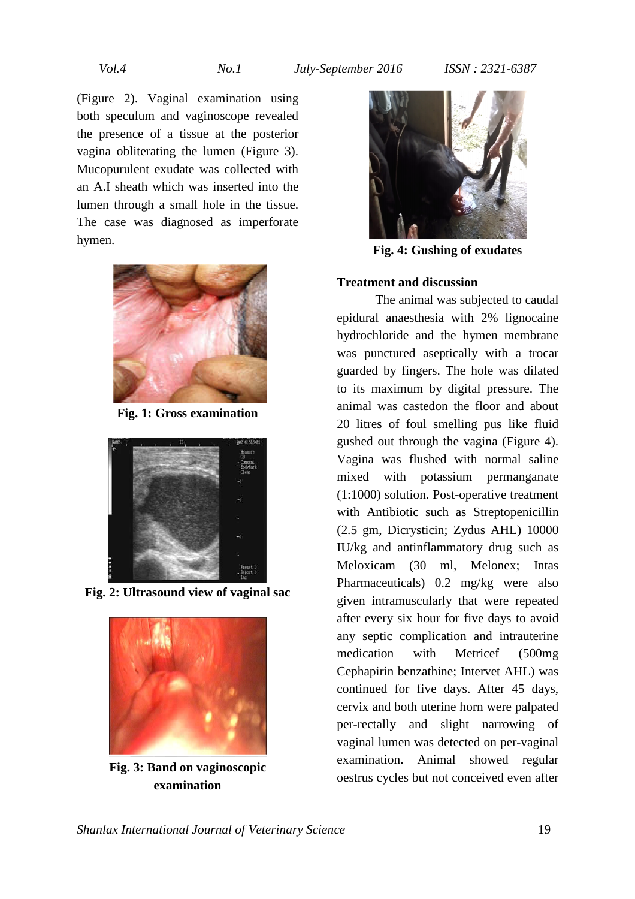(Figure 2). Vaginal examination using both speculum and vaginoscope revealed the presence of a tissue at the posterior vagina obliterating the lumen (Figure 3). Mucopurulent exudate was collected with an A.I sheath which was inserted into the lumen through a small hole in the tissue. The case was diagnosed as imperforate hymen.

**Fig. 1: Gross examination**

**Fig. 2: Ultrasound view of vaginal sac**

**Fig. 3: Band on vaginoscopic examination**

**Fig. 4: Gushing of exudates**

## Treatment and discussion

The animal was subjected to caudal epidural anaesthesia with 2% lignocaine hydrochloride and the hymen membrane was punctured aseptically with a trocar guarded by fingers. The hole was dilated to its maximum by digital pressure. The animal was castedon the floor and about 20 litres of foul smelling pus like fluid gushed out through the vagina (Figure 4). Vagina was flushed with normal saline mixed with potassium permanganate (1:1000) solution. Post-operative treatment with Antibiotic such as Streptopenicillin (2.5 gm, Dicrysticin; Zydus AHL) 10000 IU/kg and antinflammatory drug such as Meloxicam (30 ml, Melonex; Intas Pharmaceuticals) 0.2 mg/kg were also given intramuscularly that were repeated after every six hour for five days to avoid any septic complication and intrauterine medication with Metricef (500mg Cephapirin benzathine; Intervet AHL) was continued for five days. After 45 days, cervix and both uterine horn were palpated per-rectally and slight narrowing of vaginal lumen was detected on per-vaginal examination. Animal showed regular oestrus cycles but not conceived even after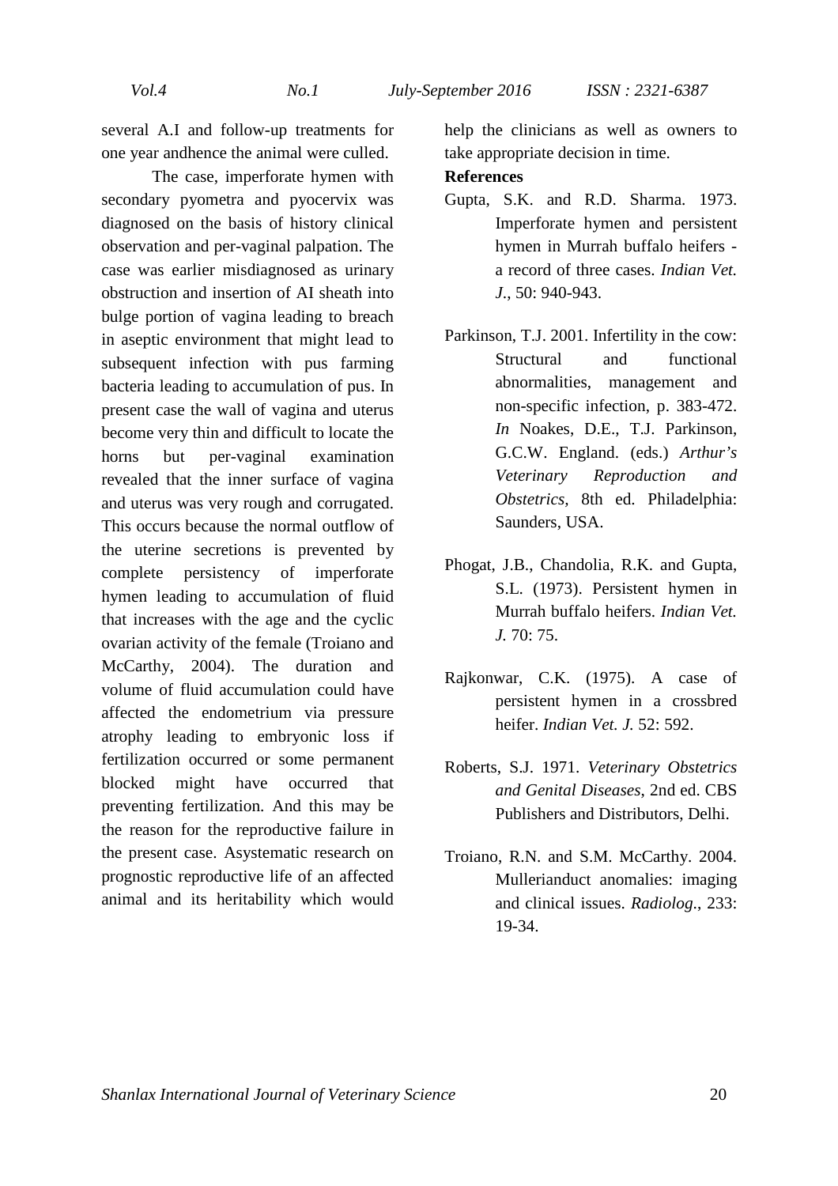several A.I and follow-up treatments for one year andhence the animal were culled.

The case, imperforate hymen with secondary pyometra and pyocervix was diagnosed on the basis of history clinical observation and per-vaginal palpation. The case was earlier misdiagnosed as urinary obstruction and insertion of AI sheath into bulge portion of vagina leading to breach in aseptic environment that might lead to subsequent infection with pus farming bacteria leading to accumulation of pus. In present case the wall of vagina and uterus become very thin and difficult to locate the horns but per-vaginal examination revealed that the inner surface of vagina and uterus was very rough and corrugated. This occurs because the normal outflow of the uterine secretions is prevented by complete persistency of imperforate hymen leading to accumulation of fluid that increases with the age and the cyclic ovarian activity of the female (Troiano and McCarthy, 2004). The duration and volume of fluid accumulation could have affected the endometrium via pressure atrophy leading to embryonic loss if fertilization occurred or some permanent blocked might have occurred that preventing fertilization. And this may be the reason for the reproductive failure in the present case. Asystematic research on prognostic reproductive life of an affected animal and its heritability which would help the clinicians as well as owners to take appropriate decision in time.

**References**

Gupta, S.K. and R.D. Sharma. 1973. Imperforate hymen and persistent hymen in Murrah buffalo heifers - a record of three cases. *Indian Vet. J.*, 50: 940-943.

Parkinson, T.J. 2001. Infertility in the cow: Structural and functional abnormalities, management and non-specific infection, p. 383-472. *In* Noakes, D.E., T.J. Parkinson, G.C.W. England. (eds.) *Arthur's Veterinary Reproduction and Obstetrics*, 8th ed. Philadelphia: Saunders, USA.

Phogat, J.B., Chandolia, R.K. and Gupta, S.L. (1973). Persistent hymen in Murrah buffalo heifers. *Indian Vet. J.* 70: 75.

Rajkonwar, C.K. (1975). A case of persistent hymen in a crossbred heifer. *Indian Vet. J.* 52: 592.

Roberts, S.J. 1971. *Veterinary Obstetrics and Genital Diseases*, 2nd ed. CBS Publishers and Distributors, Delhi.

Troiano, R.N. and S.M. McCarthy. 2004. Mullerianduct anomalies: imaging and clinical issues. *Radiolog.*, 233: 19-34.